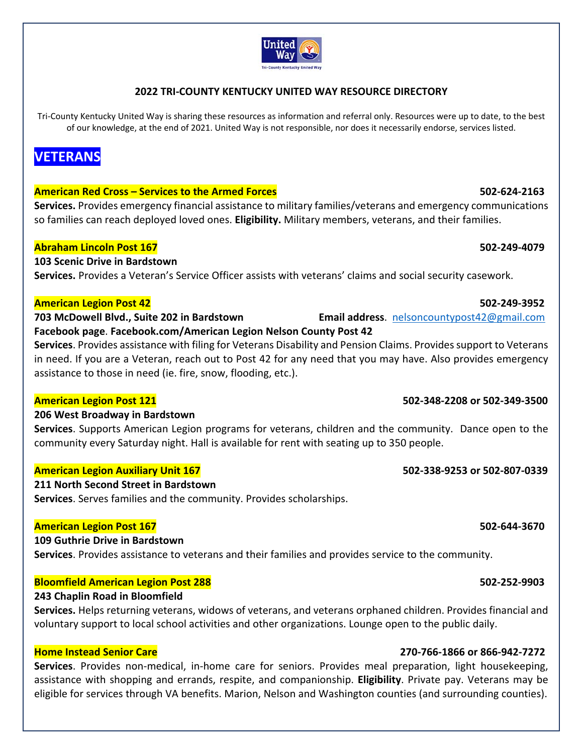**2022 TRI-COUNTY KENTUCKY UNITED WAY RESOURCE DIRECTORY**

Tri-County Kentucky United Way is sharing these resources as information and referral only. Resources were up to date, to the best of our knowledge, at the end of 2021. United Way is not responsible, nor does it necessarily endorse, services listed.

# VETERANS

**American Red Cross – Services to the Armed Forces** **502-624-2163**
**Services.** Provides emergency financial assistance to military families/veterans and emergency communications so families can reach deployed loved ones. **Eligibility.** Military members, veterans, and their families.

**Abraham Lincoln Post 167** **502-249-4079**
**103 Scenic Drive in Bardstown**
**Services.** Provides a Veteran's Service Officer assists with veterans' claims and social security casework.

**American Legion Post 42** **502-249-3952**
**703 McDowell Blvd., Suite 202 in Bardstown** **Email address**. nelsoncountypost42@gmail.com
**Facebook page**. **Facebook.com/American Legion Nelson County Post 42**
**Services**. Provides assistance with filing for Veterans Disability and Pension Claims. Provides support to Veterans in need. If you are a Veteran, reach out to Post 42 for any need that you may have. Also provides emergency assistance to those in need (ie. fire, snow, flooding, etc.).

**American Legion Post 121** **502-348-2208 or 502-349-3500**
**206 West Broadway in Bardstown**
**Services**. Supports American Legion programs for veterans, children and the community. Dance open to the community every Saturday night. Hall is available for rent with seating up to 350 people.

**American Legion Auxiliary Unit 167** **502-338-9253 or 502-807-0339**
**211 North Second Street in Bardstown**
**Services**. Serves families and the community. Provides scholarships.

**American Legion Post 167** **502-644-3670**
**109 Guthrie Drive in Bardstown**
**Services**. Provides assistance to veterans and their families and provides service to the community.

**Bloomfield American Legion Post 288** **502-252-9903**
**243 Chaplin Road in Bloomfield**
**Services.** Helps returning veterans, widows of veterans, and veterans orphaned children. Provides financial and voluntary support to local school activities and other organizations. Lounge open to the public daily.

**Home Instead Senior Care** **270-766-1866 or 866-942-7272**
**Services**. Provides non-medical, in-home care for seniors. Provides meal preparation, light housekeeping, assistance with shopping and errands, respite, and companionship. **Eligibility**. Private pay. Veterans may be eligible for services through VA benefits. Marion, Nelson and Washington counties (and surrounding counties).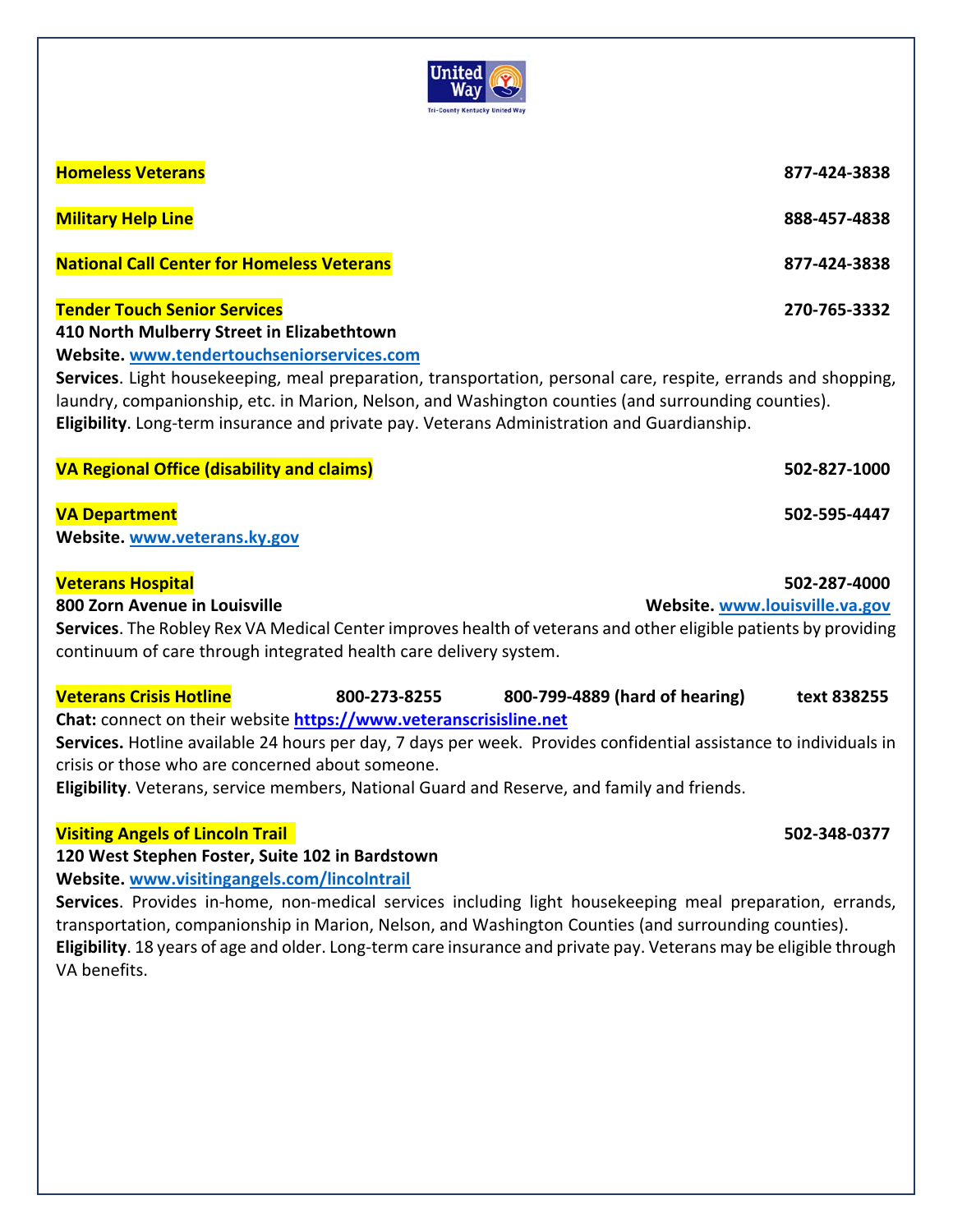**Homeless Veterans** 877-424-3838

**Military Help Line** 888-457-4838

**National Call Center for Homeless Veterans** 877-424-3838

**Tender Touch Senior Services** 270-765-3332
**410 North Mulberry Street in Elizabethtown**
**Website.** www.tendertouchseniorservices.com
**Services**. Light housekeeping, meal preparation, transportation, personal care, respite, errands and shopping, laundry, companionship, etc. in Marion, Nelson, and Washington counties (and surrounding counties).
**Eligibility**. Long-term insurance and private pay. Veterans Administration and Guardianship.

**VA Regional Office (disability and claims)** 502-827-1000

**VA Department** 502-595-4447
**Website.** www.veterans.ky.gov

**Veterans Hospital** 502-287-4000
**800 Zorn Avenue in Louisville** **Website.** www.louisville.va.gov
**Services**. The Robley Rex VA Medical Center improves health of veterans and other eligible patients by providing continuum of care through integrated health care delivery system.

**Veterans Crisis Hotline** 800-273-8255 800-799-4889 (hard of hearing) text 838255
**Chat:** connect on their website https://www.veteranscrisisline.net
**Services.** Hotline available 24 hours per day, 7 days per week. Provides confidential assistance to individuals in crisis or those who are concerned about someone.
**Eligibility**. Veterans, service members, National Guard and Reserve, and family and friends.

**Visiting Angels of Lincoln Trail** 502-348-0377
**120 West Stephen Foster, Suite 102 in Bardstown**
**Website.** www.visitingangels.com/lincolntrail
**Services**. Provides in-home, non-medical services including light housekeeping meal preparation, errands, transportation, companionship in Marion, Nelson, and Washington Counties (and surrounding counties).
**Eligibility**. 18 years of age and older. Long-term care insurance and private pay. Veterans may be eligible through VA benefits.